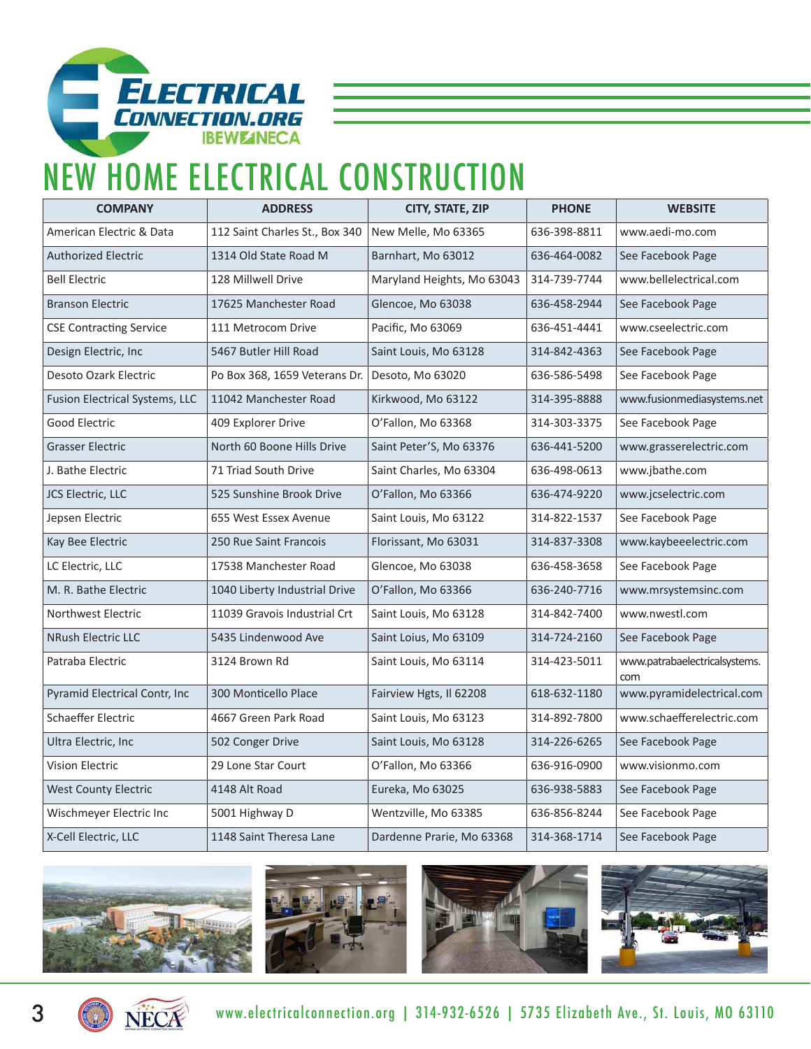# NEW HOME ELECTRICAL CONSTRUCTION

| COMPANY | ADDRESS | CITY, STATE, ZIP | PHONE | WEBSITE |
|---|---|---|---|---|
| American Electric & Data | 112 Saint Charles St., Box 340 | New Melle, Mo 63365 | 636-398-8811 | www.aedi-mo.com |
| Authorized Electric | 1314 Old State Road M | Barnhart, Mo 63012 | 636-464-0082 | See Facebook Page |
| Bell Electric | 128 Millwell Drive | Maryland Heights, Mo 63043 | 314-739-7744 | www.bellelectrical.com |
| Branson Electric | 17625 Manchester Road | Glencoe, Mo 63038 | 636-458-2944 | See Facebook Page |
| CSE Contracting Service | 111 Metrocom Drive | Pacific, Mo 63069 | 636-451-4441 | www.cseelectric.com |
| Design Electric, Inc | 5467 Butler Hill Road | Saint Louis, Mo 63128 | 314-842-4363 | See Facebook Page |
| Desoto Ozark Electric | Po Box 368, 1659 Veterans Dr. | Desoto, Mo 63020 | 636-586-5498 | See Facebook Page |
| Fusion Electrical Systems, LLC | 11042 Manchester Road | Kirkwood, Mo 63122 | 314-395-8888 | www.fusionmediasystems.net |
| Good Electric | 409 Explorer Drive | O'Fallon, Mo 63368 | 314-303-3375 | See Facebook Page |
| Grasser Electric | North 60 Boone Hills Drive | Saint Peter'S, Mo 63376 | 636-441-5200 | www.grasserelectric.com |
| J. Bathe Electric | 71 Triad South Drive | Saint Charles, Mo 63304 | 636-498-0613 | www.jbathe.com |
| JCS Electric, LLC | 525 Sunshine Brook Drive | O'Fallon, Mo 63366 | 636-474-9220 | www.jcselectric.com |
| Jepsen Electric | 655 West Essex Avenue | Saint Louis, Mo 63122 | 314-822-1537 | See Facebook Page |
| Kay Bee Electric | 250 Rue Saint Francois | Florissant, Mo 63031 | 314-837-3308 | www.kaybeeelectric.com |
| LC Electric, LLC | 17538 Manchester Road | Glencoe, Mo 63038 | 636-458-3658 | See Facebook Page |
| M. R. Bathe Electric | 1040 Liberty Industrial Drive | O'Fallon, Mo 63366 | 636-240-7716 | www.mrsystemsinc.com |
| Northwest Electric | 11039 Gravois Industrial Crt | Saint Louis, Mo 63128 | 314-842-7400 | www.nwestl.com |
| NRush Electric LLC | 5435 Lindenwood Ave | Saint Loius, Mo 63109 | 314-724-2160 | See Facebook Page |
| Patraba Electric | 3124 Brown Rd | Saint Louis, Mo 63114 | 314-423-5011 | www.patrabaelectricalsystems.com |
| Pyramid Electrical Contr, Inc | 300 Monticello Place | Fairview Hgts, Il 62208 | 618-632-1180 | www.pyramidelectrical.com |
| Schaeffer Electric | 4667 Green Park Road | Saint Louis, Mo 63123 | 314-892-7800 | www.schaefferelectric.com |
| Ultra Electric, Inc | 502 Conger Drive | Saint Louis, Mo 63128 | 314-226-6265 | See Facebook Page |
| Vision Electric | 29 Lone Star Court | O'Fallon, Mo 63366 | 636-916-0900 | www.visionmo.com |
| West County Electric | 4148 Alt Road | Eureka, Mo 63025 | 636-938-5883 | See Facebook Page |
| Wischmeyer Electric Inc | 5001 Highway D | Wentzville, Mo 63385 | 636-856-8244 | See Facebook Page |
| X-Cell Electric, LLC | 1148 Saint Theresa Lane | Dardenne Prarie, Mo 63368 | 314-368-1714 | See Facebook Page |

www.electricalconnection.org | 314-932-6526 | 5735 Elizabeth Ave., St. Louis, MO 63110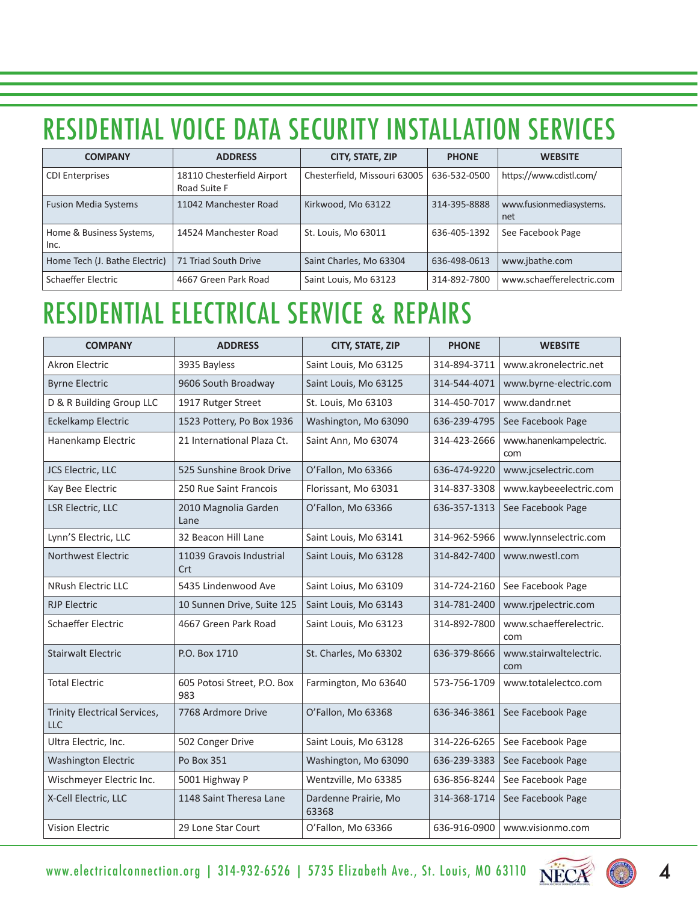# RESIDENTIAL VOICE DATA SECURITY INSTALLATION SERVICES

| COMPANY | ADDRESS | CITY, STATE, ZIP | PHONE | WEBSITE |
|---|---|---|---|---|
| CDI Enterprises | 18110 Chesterfield Airport Road Suite F | Chesterfield, Missouri 63005 | 636-532-0500 | https://www.cdistl.com/ |
| Fusion Media Systems | 11042 Manchester Road | Kirkwood, Mo 63122 | 314-395-8888 | www.fusionmediasystems.net |
| Home & Business Systems, Inc. | 14524 Manchester Road | St. Louis, Mo 63011 | 636-405-1392 | See Facebook Page |
| Home Tech (J. Bathe Electric) | 71 Triad South Drive | Saint Charles, Mo 63304 | 636-498-0613 | www.jbathe.com |
| Schaeffer Electric | 4667 Green Park Road | Saint Louis, Mo 63123 | 314-892-7800 | www.schaefferelectric.com |

# RESIDENTIAL ELECTRICAL SERVICE & REPAIRS

| COMPANY | ADDRESS | CITY, STATE, ZIP | PHONE | WEBSITE |
|---|---|---|---|---|
| Akron Electric | 3935 Bayless | Saint Louis, Mo 63125 | 314-894-3711 | www.akronelectric.net |
| Byrne Electric | 9606 South Broadway | Saint Louis, Mo 63125 | 314-544-4071 | www.byrne-electric.com |
| D & R Building Group LLC | 1917 Rutger Street | St. Louis, Mo 63103 | 314-450-7017 | www.dandr.net |
| Eckelkamp Electric | 1523 Pottery, Po Box 1936 | Washington, Mo 63090 | 636-239-4795 | See Facebook Page |
| Hanenkamp Electric | 21 International Plaza Ct. | Saint Ann, Mo 63074 | 314-423-2666 | www.hanenkampelectric.com |
| JCS Electric, LLC | 525 Sunshine Brook Drive | O'Fallon, Mo 63366 | 636-474-9220 | www.jcselectric.com |
| Kay Bee Electric | 250 Rue Saint Francois | Florissant, Mo 63031 | 314-837-3308 | www.kaybeeelectric.com |
| LSR Electric, LLC | 2010 Magnolia Garden Lane | O'Fallon, Mo 63366 | 636-357-1313 | See Facebook Page |
| Lynn'S Electric, LLC | 32 Beacon Hill Lane | Saint Louis, Mo 63141 | 314-962-5966 | www.lynnselectric.com |
| Northwest Electric | 11039 Gravois Industrial Crt | Saint Louis, Mo 63128 | 314-842-7400 | www.nwestl.com |
| NRush Electric LLC | 5435 Lindenwood Ave | Saint Loius, Mo 63109 | 314-724-2160 | See Facebook Page |
| RJP Electric | 10 Sunnen Drive, Suite 125 | Saint Louis, Mo 63143 | 314-781-2400 | www.rjpelectric.com |
| Schaeffer Electric | 4667 Green Park Road | Saint Louis, Mo 63123 | 314-892-7800 | www.schaefferelectric.com |
| Stairwalt Electric | P.O. Box 1710 | St. Charles, Mo 63302 | 636-379-8666 | www.stairwaltelectric.com |
| Total Electric | 605 Potosi Street, P.O. Box 983 | Farmington, Mo 63640 | 573-756-1709 | www.totalelectco.com |
| Trinity Electrical Services, LLC | 7768 Ardmore Drive | O'Fallon, Mo 63368 | 636-346-3861 | See Facebook Page |
| Ultra Electric, Inc. | 502 Conger Drive | Saint Louis, Mo 63128 | 314-226-6265 | See Facebook Page |
| Washington Electric | Po Box 351 | Washington, Mo 63090 | 636-239-3383 | See Facebook Page |
| Wischmeyer Electric Inc. | 5001 Highway P | Wentzville, Mo 63385 | 636-856-8244 | See Facebook Page |
| X-Cell Electric, LLC | 1148 Saint Theresa Lane | Dardenne Prairie, Mo 63368 | 314-368-1714 | See Facebook Page |
| Vision Electric | 29 Lone Star Court | O'Fallon, Mo 63366 | 636-916-0900 | www.visionmo.com |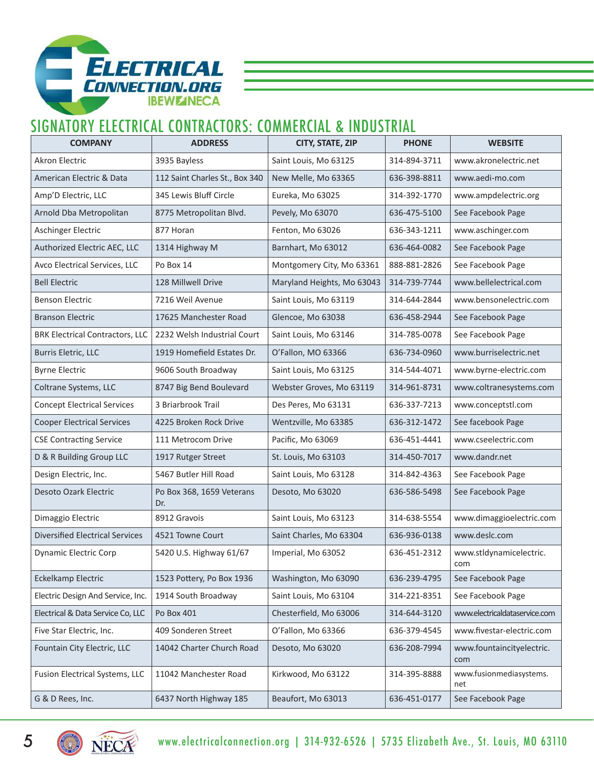## SIGNATORY ELECTRICAL CONTRACTORS: COMMERCIAL & INDUSTRIAL

| COMPANY | ADDRESS | CITY, STATE, ZIP | PHONE | WEBSITE |
|---|---|---|---|---|
| Akron Electric | 3935 Bayless | Saint Louis, Mo 63125 | 314-894-3711 | www.akronelectric.net |
| American Electric & Data | 112 Saint Charles St., Box 340 | New Melle, Mo 63365 | 636-398-8811 | www.aedi-mo.com |
| Amp'D Electric, LLC | 345 Lewis Bluff Circle | Eureka, Mo 63025 | 314-392-1770 | www.ampdelectric.org |
| Arnold Dba Metropolitan | 8775 Metropolitan Blvd. | Pevely, Mo 63070 | 636-475-5100 | See Facebook Page |
| Aschinger Electric | 877 Horan | Fenton, Mo 63026 | 636-343-1211 | www.aschinger.com |
| Authorized Electric AEC, LLC | 1314 Highway M | Barnhart, Mo 63012 | 636-464-0082 | See Facebook Page |
| Avco Electrical Services, LLC | Po Box 14 | Montgomery City, Mo 63361 | 888-881-2826 | See Facebook Page |
| Bell Electric | 128 Millwell Drive | Maryland Heights, Mo 63043 | 314-739-7744 | www.bellelectrical.com |
| Benson Electric | 7216 Weil Avenue | Saint Louis, Mo 63119 | 314-644-2844 | www.bensonelectric.com |
| Branson Electric | 17625 Manchester Road | Glencoe, Mo 63038 | 636-458-2944 | See Facebook Page |
| BRK Electrical Contractors, LLC | 2232 Welsh Industrial Court | Saint Louis, Mo 63146 | 314-785-0078 | See Facebook Page |
| Burris Eletric, LLC | 1919 Homefield Estates Dr. | O'Fallon, MO 63366 | 636-734-0960 | www.burriselectric.net |
| Byrne Electric | 9606 South Broadway | Saint Louis, Mo 63125 | 314-544-4071 | www.byrne-electric.com |
| Coltrane Systems, LLC | 8747 Big Bend Boulevard | Webster Groves, Mo 63119 | 314-961-8731 | www.coltranesystems.com |
| Concept Electrical Services | 3 Briarbrook Trail | Des Peres, Mo 63131 | 636-337-7213 | www.conceptstl.com |
| Cooper Electrical Services | 4225 Broken Rock Drive | Wentzville, Mo 63385 | 636-312-1472 | See facebook Page |
| CSE Contracting Service | 111 Metrocom Drive | Pacific, Mo 63069 | 636-451-4441 | www.cseelectric.com |
| D & R Building Group LLC | 1917 Rutger Street | St. Louis, Mo 63103 | 314-450-7017 | www.dandr.net |
| Design Electric, Inc. | 5467 Butler Hill Road | Saint Louis, Mo 63128 | 314-842-4363 | See Facebook Page |
| Desoto Ozark Electric | Po Box 368, 1659 Veterans Dr. | Desoto, Mo 63020 | 636-586-5498 | See Facebook Page |
| Dimaggio Electric | 8912 Gravois | Saint Louis, Mo 63123 | 314-638-5554 | www.dimaggioelectric.com |
| Diversified Electrical Services | 4521 Towne Court | Saint Charles, Mo 63304 | 636-936-0138 | www.deslc.com |
| Dynamic Electric Corp | 5420 U.S. Highway 61/67 | Imperial, Mo 63052 | 636-451-2312 | www.stldynamicelectric.com |
| Eckelkamp Electric | 1523 Pottery, Po Box 1936 | Washington, Mo 63090 | 636-239-4795 | See Facebook Page |
| Electric Design And Service, Inc. | 1914 South Broadway | Saint Louis, Mo 63104 | 314-221-8351 | See Facebook Page |
| Electrical & Data Service Co, LLC | Po Box 401 | Chesterfield, Mo 63006 | 314-644-3120 | www.electricaldataservice.com |
| Five Star Electric, Inc. | 409 Sonderen Street | O'Fallon, Mo 63366 | 636-379-4545 | www.fivestar-electric.com |
| Fountain City Electric, LLC | 14042 Charter Church Road | Desoto, Mo 63020 | 636-208-7994 | www.fountaincityelectric.com |
| Fusion Electrical Systems, LLC | 11042 Manchester Road | Kirkwood, Mo 63122 | 314-395-8888 | www.fusionmediasystems.net |
| G & D Rees, Inc. | 6437 North Highway 185 | Beaufort, Mo 63013 | 636-451-0177 | See Facebook Page |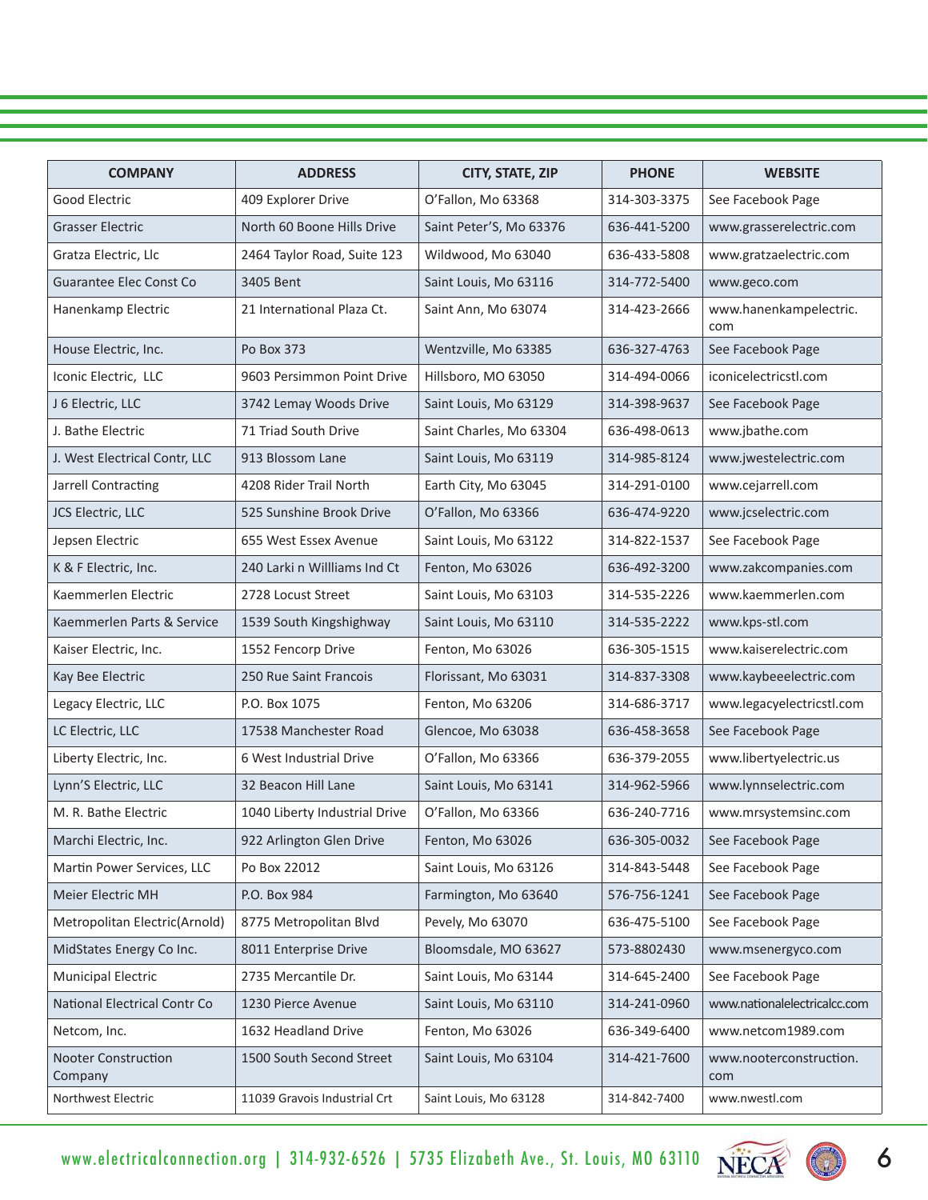| COMPANY | ADDRESS | CITY, STATE, ZIP | PHONE | WEBSITE |
|---|---|---|---|---|
| Good Electric | 409 Explorer Drive | O'Fallon, Mo 63368 | 314-303-3375 | See Facebook Page |
| Grasser Electric | North 60 Boone Hills Drive | Saint Peter'S, Mo 63376 | 636-441-5200 | www.grasserelectric.com |
| Gratza Electric, Llc | 2464 Taylor Road, Suite 123 | Wildwood, Mo 63040 | 636-433-5808 | www.gratzaelectric.com |
| Guarantee Elec Const Co | 3405 Bent | Saint Louis, Mo 63116 | 314-772-5400 | www.geco.com |
| Hanenkamp Electric | 21 International Plaza Ct. | Saint Ann, Mo 63074 | 314-423-2666 | www.hanenkampelectric.com |
| House Electric, Inc. | Po Box 373 | Wentzville, Mo 63385 | 636-327-4763 | See Facebook Page |
| Iconic Electric, LLC | 9603 Persimmon Point Drive | Hillsboro, MO 63050 | 314-494-0066 | iconicelectricstl.com |
| J 6 Electric, LLC | 3742 Lemay Woods Drive | Saint Louis, Mo 63129 | 314-398-9637 | See Facebook Page |
| J. Bathe Electric | 71 Triad South Drive | Saint Charles, Mo 63304 | 636-498-0613 | www.jbathe.com |
| J. West Electrical Contr, LLC | 913 Blossom Lane | Saint Louis, Mo 63119 | 314-985-8124 | www.jwestelectric.com |
| Jarrell Contracting | 4208 Rider Trail North | Earth City, Mo 63045 | 314-291-0100 | www.cejarrell.com |
| JCS Electric, LLC | 525 Sunshine Brook Drive | O'Fallon, Mo 63366 | 636-474-9220 | www.jcselectric.com |
| Jepsen Electric | 655 West Essex Avenue | Saint Louis, Mo 63122 | 314-822-1537 | See Facebook Page |
| K & F Electric, Inc. | 240 Larki n Willliams Ind Ct | Fenton, Mo 63026 | 636-492-3200 | www.zakcompanies.com |
| Kaemmerlen Electric | 2728 Locust Street | Saint Louis, Mo 63103 | 314-535-2226 | www.kaemmerlen.com |
| Kaemmerlen Parts & Service | 1539 South Kingshighway | Saint Louis, Mo 63110 | 314-535-2222 | www.kps-stl.com |
| Kaiser Electric, Inc. | 1552 Fencorp Drive | Fenton, Mo 63026 | 636-305-1515 | www.kaiserelectric.com |
| Kay Bee Electric | 250 Rue Saint Francois | Florissant, Mo 63031 | 314-837-3308 | www.kaybeeelectric.com |
| Legacy Electric, LLC | P.O. Box 1075 | Fenton, Mo 63206 | 314-686-3717 | www.legacyelectricstl.com |
| LC Electric, LLC | 17538 Manchester Road | Glencoe, Mo 63038 | 636-458-3658 | See Facebook Page |
| Liberty Electric, Inc. | 6 West Industrial Drive | O'Fallon, Mo 63366 | 636-379-2055 | www.libertyelectric.us |
| Lynn'S Electric, LLC | 32 Beacon Hill Lane | Saint Louis, Mo 63141 | 314-962-5966 | www.lynnselectric.com |
| M. R. Bathe Electric | 1040 Liberty Industrial Drive | O'Fallon, Mo 63366 | 636-240-7716 | www.mrsystemsinc.com |
| Marchi Electric, Inc. | 922 Arlington Glen Drive | Fenton, Mo 63026 | 636-305-0032 | See Facebook Page |
| Martin Power Services, LLC | Po Box 22012 | Saint Louis, Mo 63126 | 314-843-5448 | See Facebook Page |
| Meier Electric MH | P.O. Box 984 | Farmington, Mo 63640 | 576-756-1241 | See Facebook Page |
| Metropolitan Electric(Arnold) | 8775 Metropolitan Blvd | Pevely, Mo 63070 | 636-475-5100 | See Facebook Page |
| MidStates Energy Co Inc. | 8011 Enterprise Drive | Bloomsdale, MO 63627 | 573-8802430 | www.msenergyco.com |
| Municipal Electric | 2735 Mercantile Dr. | Saint Louis, Mo 63144 | 314-645-2400 | See Facebook Page |
| National Electrical Contr Co | 1230 Pierce Avenue | Saint Louis, Mo 63110 | 314-241-0960 | www.nationalelectricalcc.com |
| Netcom, Inc. | 1632 Headland Drive | Fenton, Mo 63026 | 636-349-6400 | www.netcom1989.com |
| Nooter Construction Company | 1500 South Second Street | Saint Louis, Mo 63104 | 314-421-7600 | www.nooterconstruction.com |
| Northwest Electric | 11039 Gravois Industrial Crt | Saint Louis, Mo 63128 | 314-842-7400 | www.nwestl.com |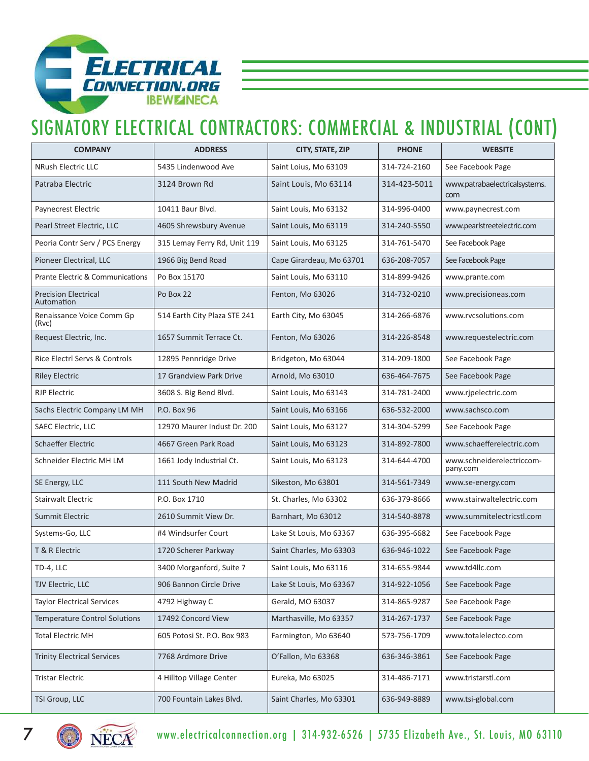# SIGNATORY ELECTRICAL CONTRACTORS: COMMERCIAL & INDUSTRIAL (CONT)

| COMPANY | ADDRESS | CITY, STATE, ZIP | PHONE | WEBSITE |
|---|---|---|---|---|
| NRush Electric LLC | 5435 Lindenwood Ave | Saint Loius, Mo 63109 | 314-724-2160 | See Facebook Page |
| Patraba Electric | 3124 Brown Rd | Saint Louis, Mo 63114 | 314-423-5011 | www.patrabaelectricalsystems.com |
| Paynecrest Electric | 10411 Baur Blvd. | Saint Louis, Mo 63132 | 314-996-0400 | www.paynecrest.com |
| Pearl Street Electric, LLC | 4605 Shrewsbury Avenue | Saint Louis, Mo 63119 | 314-240-5550 | www.pearlstreetelectric.com |
| Peoria Contr Serv / PCS Energy | 315 Lemay Ferry Rd, Unit 119 | Saint Louis, Mo 63125 | 314-761-5470 | See Facebook Page |
| Pioneer Electrical, LLC | 1966 Big Bend Road | Cape Girardeau, Mo 63701 | 636-208-7057 | See Facebook Page |
| Prante Electric & Communications | Po Box 15170 | Saint Louis, Mo 63110 | 314-899-9426 | www.prante.com |
| Precision Electrical Automation | Po Box 22 | Fenton, Mo 63026 | 314-732-0210 | www.precisioneas.com |
| Renaissance Voice Comm Gp (Rvc) | 514 Earth City Plaza STE 241 | Earth City, Mo 63045 | 314-266-6876 | www.rvcsolutions.com |
| Request Electric, Inc. | 1657 Summit Terrace Ct. | Fenton, Mo 63026 | 314-226-8548 | www.requestelectric.com |
| Rice Electrl Servs & Controls | 12895 Pennridge Drive | Bridgeton, Mo 63044 | 314-209-1800 | See Facebook Page |
| Riley Electric | 17 Grandview Park Drive | Arnold, Mo 63010 | 636-464-7675 | See Facebook Page |
| RJP Electric | 3608 S. Big Bend Blvd. | Saint Louis, Mo 63143 | 314-781-2400 | www.rjpelectric.com |
| Sachs Electric Company LM MH | P.O. Box 96 | Saint Louis, Mo 63166 | 636-532-2000 | www.sachsco.com |
| SAEC Electric, LLC | 12970 Maurer Indust Dr. 200 | Saint Louis, Mo 63127 | 314-304-5299 | See Facebook Page |
| Schaeffer Electric | 4667 Green Park Road | Saint Louis, Mo 63123 | 314-892-7800 | www.schaefferelectric.com |
| Schneider Electric MH LM | 1661 Jody Industrial Ct. | Saint Louis, Mo 63123 | 314-644-4700 | www.schneiderelectriccompany.com |
| SE Energy, LLC | 111 South New Madrid | Sikeston, Mo 63801 | 314-561-7349 | www.se-energy.com |
| Stairwalt Electric | P.O. Box 1710 | St. Charles, Mo 63302 | 636-379-8666 | www.stairwaltelectric.com |
| Summit Electric | 2610 Summit View Dr. | Barnhart, Mo 63012 | 314-540-8878 | www.summitelectricstl.com |
| Systems-Go, LLC | #4 Windsurfer Court | Lake St Louis, Mo 63367 | 636-395-6682 | See Facebook Page |
| T & R Electric | 1720 Scherer Parkway | Saint Charles, Mo 63303 | 636-946-1022 | See Facebook Page |
| TD-4, LLC | 3400 Morganford, Suite 7 | Saint Louis, Mo 63116 | 314-655-9844 | www.td4llc.com |
| TJV Electric, LLC | 906 Bannon Circle Drive | Lake St Louis, Mo 63367 | 314-922-1056 | See Facebook Page |
| Taylor Electrical Services | 4792 Highway C | Gerald, MO 63037 | 314-865-9287 | See Facebook Page |
| Temperature Control Solutions | 17492 Concord View | Marthasville, Mo 63357 | 314-267-1737 | See Facebook Page |
| Total Electric MH | 605 Potosi St. P.O. Box 983 | Farmington, Mo 63640 | 573-756-1709 | www.totalelectco.com |
| Trinity Electrical Services | 7768 Ardmore Drive | O'Fallon, Mo 63368 | 636-346-3861 | See Facebook Page |
| Tristar Electric | 4 Hilltop Village Center | Eureka, Mo 63025 | 314-486-7171 | www.tristarstl.com |
| TSI Group, LLC | 700 Fountain Lakes Blvd. | Saint Charles, Mo 63301 | 636-949-8889 | www.tsi-global.com |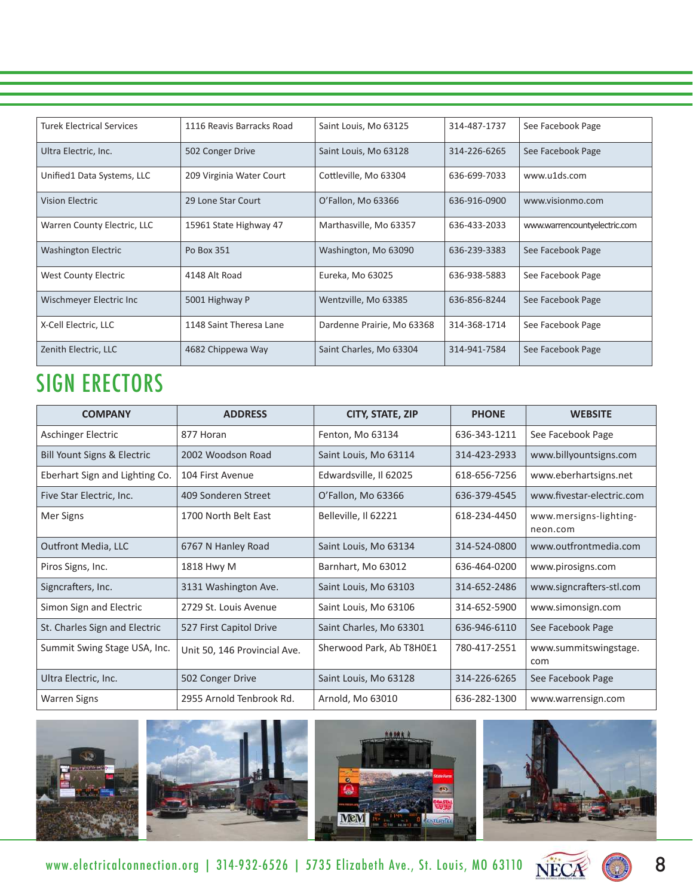| | | | | |
|---|---|---|---|---|
| Turek Electrical Services | 1116 Reavis Barracks Road | Saint Louis, Mo 63125 | 314-487-1737 | See Facebook Page |
| Ultra Electric, Inc. | 502 Conger Drive | Saint Louis, Mo 63128 | 314-226-6265 | See Facebook Page |
| Unified1 Data Systems, LLC | 209 Virginia Water Court | Cottleville, Mo 63304 | 636-699-7033 | www.u1ds.com |
| Vision Electric | 29 Lone Star Court | O'Fallon, Mo 63366 | 636-916-0900 | www.visionmo.com |
| Warren County Electric, LLC | 15961 State Highway 47 | Marthasville, Mo 63357 | 636-433-2033 | www.warrencountyelectric.com |
| Washington Electric | Po Box 351 | Washington, Mo 63090 | 636-239-3383 | See Facebook Page |
| West County Electric | 4148 Alt Road | Eureka, Mo 63025 | 636-938-5883 | See Facebook Page |
| Wischmeyer Electric Inc | 5001 Highway P | Wentzville, Mo 63385 | 636-856-8244 | See Facebook Page |
| X-Cell Electric, LLC | 1148 Saint Theresa Lane | Dardenne Prairie, Mo 63368 | 314-368-1714 | See Facebook Page |
| Zenith Electric, LLC | 4682 Chippewa Way | Saint Charles, Mo 63304 | 314-941-7584 | See Facebook Page |

## SIGN ERECTORS

| COMPANY | ADDRESS | CITY, STATE, ZIP | PHONE | WEBSITE |
|---|---|---|---|---|
| Aschinger Electric | 877 Horan | Fenton, Mo 63134 | 636-343-1211 | See Facebook Page |
| Bill Yount Signs & Electric | 2002 Woodson Road | Saint Louis, Mo 63114 | 314-423-2933 | www.billyountsigns.com |
| Eberhart Sign and Lighting Co. | 104 First Avenue | Edwardsville, Il 62025 | 618-656-7256 | www.eberhartsigns.net |
| Five Star Electric, Inc. | 409 Sonderen Street | O'Fallon, Mo 63366 | 636-379-4545 | www.fivestar-electric.com |
| Mer Signs | 1700 North Belt East | Belleville, Il 62221 | 618-234-4450 | www.mersigns-lighting-neon.com |
| Outfront Media, LLC | 6767 N Hanley Road | Saint Louis, Mo 63134 | 314-524-0800 | www.outfrontmedia.com |
| Piros Signs, Inc. | 1818 Hwy M | Barnhart, Mo 63012 | 636-464-0200 | www.pirosigns.com |
| Signcrafters, Inc. | 3131 Washington Ave. | Saint Louis, Mo 63103 | 314-652-2486 | www.signcrafters-stl.com |
| Simon Sign and Electric | 2729 St. Louis Avenue | Saint Louis, Mo 63106 | 314-652-5900 | www.simonsign.com |
| St. Charles Sign and Electric | 527 First Capitol Drive | Saint Charles, Mo 63301 | 636-946-6110 | See Facebook Page |
| Summit Swing Stage USA, Inc. | Unit 50, 146 Provincial Ave. | Sherwood Park, Ab T8H0E1 | 780-417-2551 | www.summitswingstage.com |
| Ultra Electric, Inc. | 502 Conger Drive | Saint Louis, Mo 63128 | 314-226-6265 | See Facebook Page |
| Warren Signs | 2955 Arnold Tenbrook Rd. | Arnold, Mo 63010 | 636-282-1300 | www.warrensign.com |

www.electricalconnection.org | 314-932-6526 | 5735 Elizabeth Ave., St. Louis, MO 63110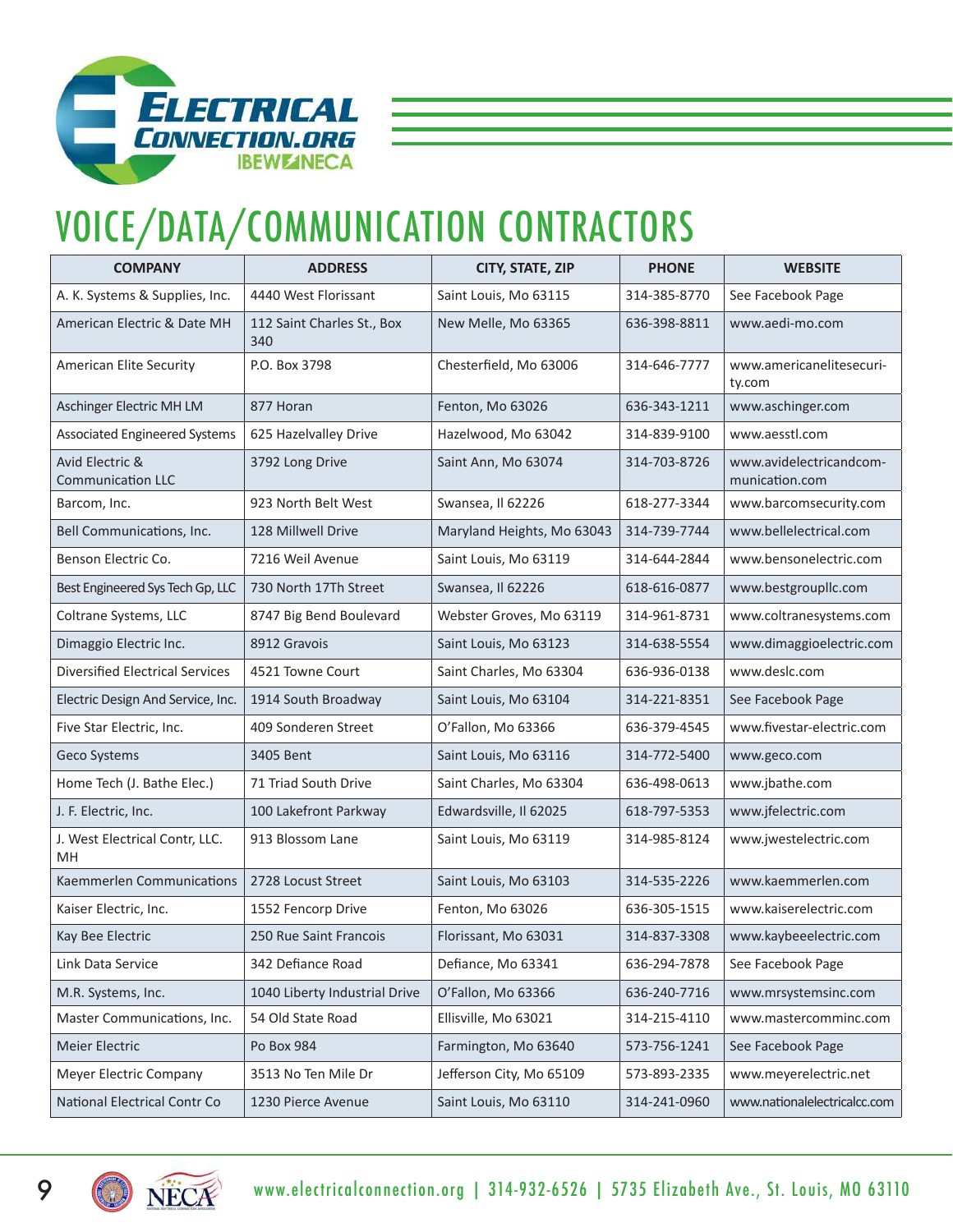# VOICE/DATA/COMMUNICATION CONTRACTORS

| COMPANY | ADDRESS | CITY, STATE, ZIP | PHONE | WEBSITE |
|---|---|---|---|---|
| A. K. Systems & Supplies, Inc. | 4440 West Florissant | Saint Louis, Mo 63115 | 314-385-8770 | See Facebook Page |
| American Electric & Date MH | 112 Saint Charles St., Box 340 | New Melle, Mo 63365 | 636-398-8811 | www.aedi-mo.com |
| American Elite Security | P.O. Box 3798 | Chesterfield, Mo 63006 | 314-646-7777 | www.americanelitesecurity.com |
| Aschinger Electric MH LM | 877 Horan | Fenton, Mo 63026 | 636-343-1211 | www.aschinger.com |
| Associated Engineered Systems | 625 Hazelvalley Drive | Hazelwood, Mo 63042 | 314-839-9100 | www.aesstl.com |
| Avid Electric & Communication LLC | 3792 Long Drive | Saint Ann, Mo 63074 | 314-703-8726 | www.avidelectricandcommunication.com |
| Barcom, Inc. | 923 North Belt West | Swansea, Il 62226 | 618-277-3344 | www.barcomsecurity.com |
| Bell Communications, Inc. | 128 Millwell Drive | Maryland Heights, Mo 63043 | 314-739-7744 | www.bellelectrical.com |
| Benson Electric Co. | 7216 Weil Avenue | Saint Louis, Mo 63119 | 314-644-2844 | www.bensonelectric.com |
| Best Engineered Sys Tech Gp, LLC | 730 North 17Th Street | Swansea, Il 62226 | 618-616-0877 | www.bestgroupllc.com |
| Coltrane Systems, LLC | 8747 Big Bend Boulevard | Webster Groves, Mo 63119 | 314-961-8731 | www.coltranesystems.com |
| Dimaggio Electric Inc. | 8912 Gravois | Saint Louis, Mo 63123 | 314-638-5554 | www.dimaggioelectric.com |
| Diversified Electrical Services | 4521 Towne Court | Saint Charles, Mo 63304 | 636-936-0138 | www.deslc.com |
| Electric Design And Service, Inc. | 1914 South Broadway | Saint Louis, Mo 63104 | 314-221-8351 | See Facebook Page |
| Five Star Electric, Inc. | 409 Sonderen Street | O'Fallon, Mo 63366 | 636-379-4545 | www.fivestar-electric.com |
| Geco Systems | 3405 Bent | Saint Louis, Mo 63116 | 314-772-5400 | www.geco.com |
| Home Tech (J. Bathe Elec.) | 71 Triad South Drive | Saint Charles, Mo 63304 | 636-498-0613 | www.jbathe.com |
| J. F. Electric, Inc. | 100 Lakefront Parkway | Edwardsville, Il 62025 | 618-797-5353 | www.jfelectric.com |
| J. West Electrical Contr, LLC. MH | 913 Blossom Lane | Saint Louis, Mo 63119 | 314-985-8124 | www.jwestelectric.com |
| Kaemmerlen Communications | 2728 Locust Street | Saint Louis, Mo 63103 | 314-535-2226 | www.kaemmerlen.com |
| Kaiser Electric, Inc. | 1552 Fencorp Drive | Fenton, Mo 63026 | 636-305-1515 | www.kaiserelectric.com |
| Kay Bee Electric | 250 Rue Saint Francois | Florissant, Mo 63031 | 314-837-3308 | www.kaybeeelectric.com |
| Link Data Service | 342 Defiance Road | Defiance, Mo 63341 | 636-294-7878 | See Facebook Page |
| M.R. Systems, Inc. | 1040 Liberty Industrial Drive | O'Fallon, Mo 63366 | 636-240-7716 | www.mrsystemsinc.com |
| Master Communications, Inc. | 54 Old State Road | Ellisville, Mo 63021 | 314-215-4110 | www.mastercomminc.com |
| Meier Electric | Po Box 984 | Farmington, Mo 63640 | 573-756-1241 | See Facebook Page |
| Meyer Electric Company | 3513 No Ten Mile Dr | Jefferson City, Mo 65109 | 573-893-2335 | www.meyerelectric.net |
| National Electrical Contr Co | 1230 Pierce Avenue | Saint Louis, Mo 63110 | 314-241-0960 | www.nationalelectricalcc.com |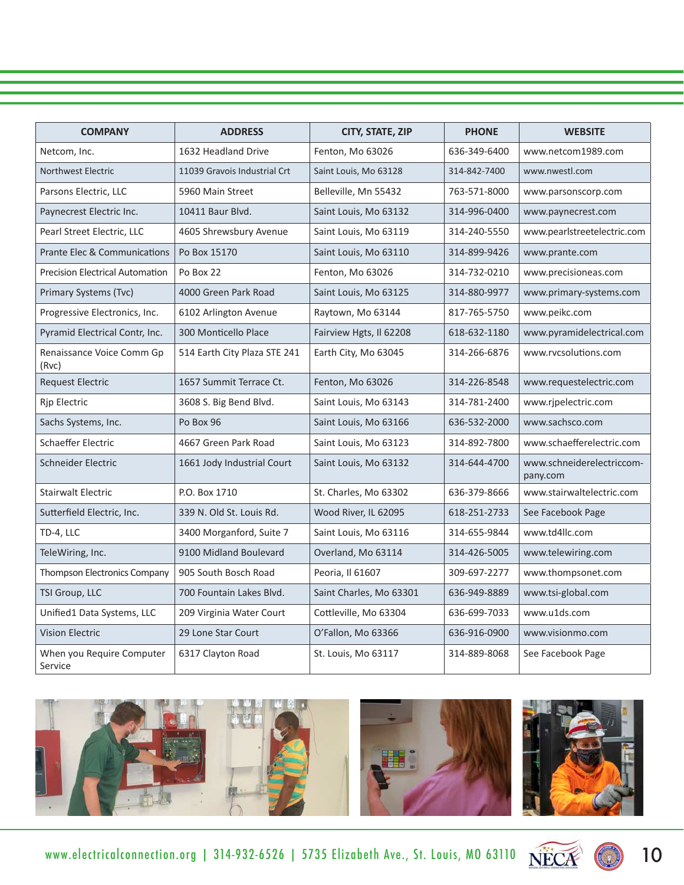| COMPANY | ADDRESS | CITY, STATE, ZIP | PHONE | WEBSITE |
|---|---|---|---|---|
| Netcom, Inc. | 1632 Headland Drive | Fenton, Mo 63026 | 636-349-6400 | www.netcom1989.com |
| Northwest Electric | 11039 Gravois Industrial Crt | Saint Louis, Mo 63128 | 314-842-7400 | www.nwestl.com |
| Parsons Electric, LLC | 5960 Main Street | Belleville, Mn 55432 | 763-571-8000 | www.parsonscorp.com |
| Paynecrest Electric Inc. | 10411 Baur Blvd. | Saint Louis, Mo 63132 | 314-996-0400 | www.paynecrest.com |
| Pearl Street Electric, LLC | 4605 Shrewsbury Avenue | Saint Louis, Mo 63119 | 314-240-5550 | www.pearlstreetelectric.com |
| Prante Elec & Communications | Po Box 15170 | Saint Louis, Mo 63110 | 314-899-9426 | www.prante.com |
| Precision Electrical Automation | Po Box 22 | Fenton, Mo 63026 | 314-732-0210 | www.precisioneas.com |
| Primary Systems (Tvc) | 4000 Green Park Road | Saint Louis, Mo 63125 | 314-880-9977 | www.primary-systems.com |
| Progressive Electronics, Inc. | 6102 Arlington Avenue | Raytown, Mo 63144 | 817-765-5750 | www.peikc.com |
| Pyramid Electrical Contr, Inc. | 300 Monticello Place | Fairview Hgts, Il 62208 | 618-632-1180 | www.pyramidelectrical.com |
| Renaissance Voice Comm Gp (Rvc) | 514 Earth City Plaza STE 241 | Earth City, Mo 63045 | 314-266-6876 | www.rvcsolutions.com |
| Request Electric | 1657 Summit Terrace Ct. | Fenton, Mo 63026 | 314-226-8548 | www.requestelectric.com |
| Rjp Electric | 3608 S. Big Bend Blvd. | Saint Louis, Mo 63143 | 314-781-2400 | www.rjpelectric.com |
| Sachs Systems, Inc. | Po Box 96 | Saint Louis, Mo 63166 | 636-532-2000 | www.sachsco.com |
| Schaeffer Electric | 4667 Green Park Road | Saint Louis, Mo 63123 | 314-892-7800 | www.schaefferelectric.com |
| Schneider Electric | 1661 Jody Industrial Court | Saint Louis, Mo 63132 | 314-644-4700 | www.schneiderelectriccompany.com |
| Stairwalt Electric | P.O. Box 1710 | St. Charles, Mo 63302 | 636-379-8666 | www.stairwaltelectric.com |
| Sutterfield Electric, Inc. | 339 N. Old St. Louis Rd. | Wood River, IL 62095 | 618-251-2733 | See Facebook Page |
| TD-4, LLC | 3400 Morganford, Suite 7 | Saint Louis, Mo 63116 | 314-655-9844 | www.td4llc.com |
| TeleWiring, Inc. | 9100 Midland Boulevard | Overland, Mo 63114 | 314-426-5005 | www.telewiring.com |
| Thompson Electronics Company | 905 South Bosch Road | Peoria, Il 61607 | 309-697-2277 | www.thompsonet.com |
| TSI Group, LLC | 700 Fountain Lakes Blvd. | Saint Charles, Mo 63301 | 636-949-8889 | www.tsi-global.com |
| Unified1 Data Systems, LLC | 209 Virginia Water Court | Cottleville, Mo 63304 | 636-699-7033 | www.u1ds.com |
| Vision Electric | 29 Lone Star Court | O'Fallon, Mo 63366 | 636-916-0900 | www.visionmo.com |
| When you Require Computer Service | 6317 Clayton Road | St. Louis, Mo 63117 | 314-889-8068 | See Facebook Page |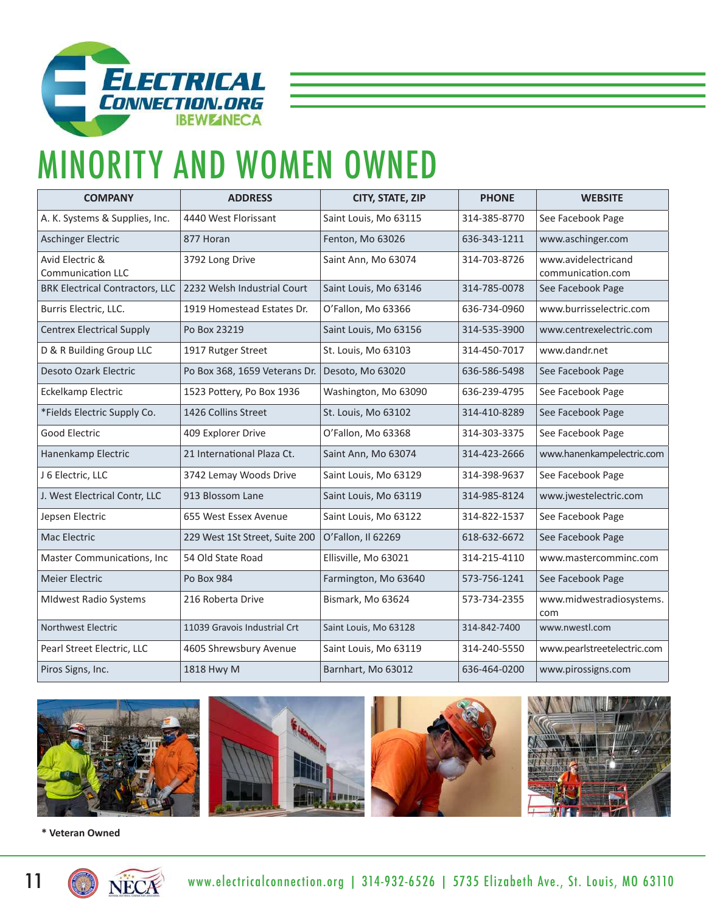# MINORITY AND WOMEN OWNED

| COMPANY | ADDRESS | CITY, STATE, ZIP | PHONE | WEBSITE |
|---|---|---|---|---|
| A. K. Systems & Supplies, Inc. | 4440 West Florissant | Saint Louis, Mo 63115 | 314-385-8770 | See Facebook Page |
| Aschinger Electric | 877 Horan | Fenton, Mo 63026 | 636-343-1211 | www.aschinger.com |
| Avid Electric & Communication LLC | 3792 Long Drive | Saint Ann, Mo 63074 | 314-703-8726 | www.avidelectricand communication.com |
| BRK Electrical Contractors, LLC | 2232 Welsh Industrial Court | Saint Louis, Mo 63146 | 314-785-0078 | See Facebook Page |
| Burris Electric, LLC. | 1919 Homestead Estates Dr. | O'Fallon, Mo 63366 | 636-734-0960 | www.burrisselectric.com |
| Centrex Electrical Supply | Po Box 23219 | Saint Louis, Mo 63156 | 314-535-3900 | www.centrexelectric.com |
| D & R Building Group LLC | 1917 Rutger Street | St. Louis, Mo 63103 | 314-450-7017 | www.dandr.net |
| Desoto Ozark Electric | Po Box 368, 1659 Veterans Dr. | Desoto, Mo 63020 | 636-586-5498 | See Facebook Page |
| Eckelkamp Electric | 1523 Pottery, Po Box 1936 | Washington, Mo 63090 | 636-239-4795 | See Facebook Page |
| *Fields Electric Supply Co. | 1426 Collins Street | St. Louis, Mo 63102 | 314-410-8289 | See Facebook Page |
| Good Electric | 409 Explorer Drive | O'Fallon, Mo 63368 | 314-303-3375 | See Facebook Page |
| Hanenkamp Electric | 21 International Plaza Ct. | Saint Ann, Mo 63074 | 314-423-2666 | www.hanenkampelectric.com |
| J 6 Electric, LLC | 3742 Lemay Woods Drive | Saint Louis, Mo 63129 | 314-398-9637 | See Facebook Page |
| J. West Electrical Contr, LLC | 913 Blossom Lane | Saint Louis, Mo 63119 | 314-985-8124 | www.jwestelectric.com |
| Jepsen Electric | 655 West Essex Avenue | Saint Louis, Mo 63122 | 314-822-1537 | See Facebook Page |
| Mac Electric | 229 West 1St Street, Suite 200 | O'Fallon, Il 62269 | 618-632-6672 | See Facebook Page |
| Master Communications, Inc | 54 Old State Road | Ellisville, Mo 63021 | 314-215-4110 | www.mastercomminc.com |
| Meier Electric | Po Box 984 | Farmington, Mo 63640 | 573-756-1241 | See Facebook Page |
| MIdwest Radio Systems | 216 Roberta Drive | Bismark, Mo 63624 | 573-734-2355 | www.midwestradiosystems.com |
| Northwest Electric | 11039 Gravois Industrial Crt | Saint Louis, Mo 63128 | 314-842-7400 | www.nwestl.com |
| Pearl Street Electric, LLC | 4605 Shrewsbury Avenue | Saint Louis, Mo 63119 | 314-240-5550 | www.pearlstreetelectric.com |
| Piros Signs, Inc. | 1818 Hwy M | Barnhart, Mo 63012 | 636-464-0200 | www.pirossigns.com |

**\* Veteran Owned**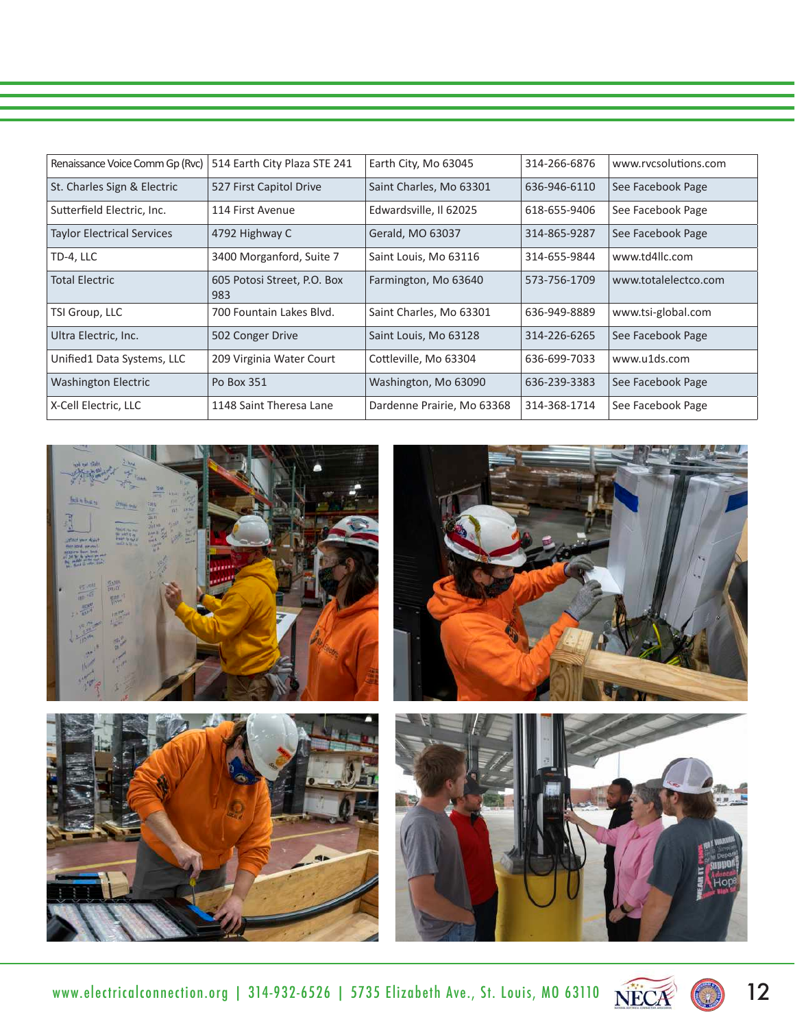| Renaissance Voice Comm Gp (Rvc) | 514 Earth City Plaza STE 241 | Earth City, Mo 63045 | 314-266-6876 | www.rvcsolutions.com |
|---|---|---|---|---|
| St. Charles Sign & Electric | 527 First Capitol Drive | Saint Charles, Mo 63301 | 636-946-6110 | See Facebook Page |
| Sutterfield Electric, Inc. | 114 First Avenue | Edwardsville, Il 62025 | 618-655-9406 | See Facebook Page |
| Taylor Electrical Services | 4792 Highway C | Gerald, MO 63037 | 314-865-9287 | See Facebook Page |
| TD-4, LLC | 3400 Morganford, Suite 7 | Saint Louis, Mo 63116 | 314-655-9844 | www.td4llc.com |
| Total Electric | 605 Potosi Street, P.O. Box 983 | Farmington, Mo 63640 | 573-756-1709 | www.totalelectco.com |
| TSI Group, LLC | 700 Fountain Lakes Blvd. | Saint Charles, Mo 63301 | 636-949-8889 | www.tsi-global.com |
| Ultra Electric, Inc. | 502 Conger Drive | Saint Louis, Mo 63128 | 314-226-6265 | See Facebook Page |
| Unified1 Data Systems, LLC | 209 Virginia Water Court | Cottleville, Mo 63304 | 636-699-7033 | www.u1ds.com |
| Washington Electric | Po Box 351 | Washington, Mo 63090 | 636-239-3383 | See Facebook Page |
| X-Cell Electric, LLC | 1148 Saint Theresa Lane | Dardenne Prairie, Mo 63368 | 314-368-1714 | See Facebook Page |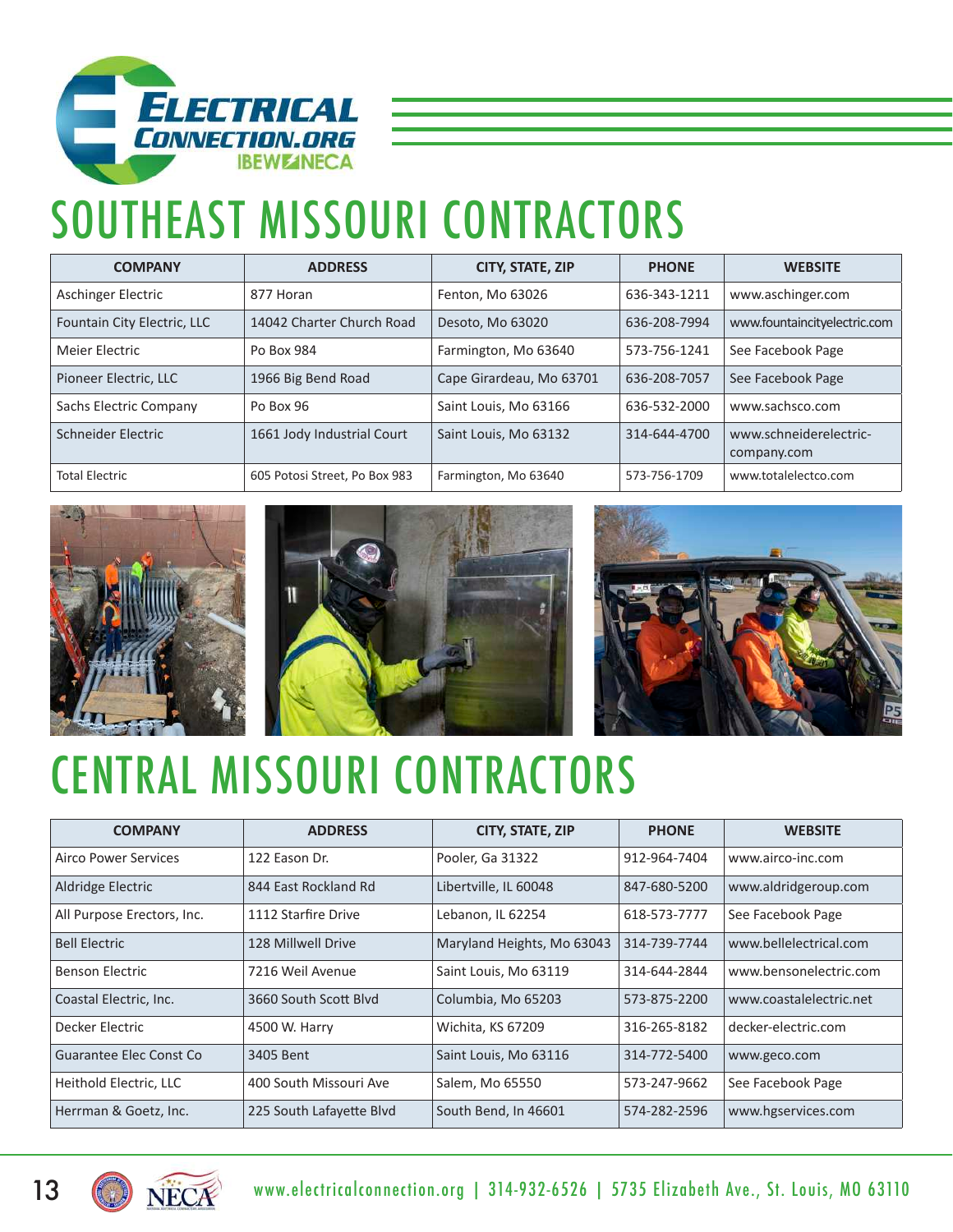# SOUTHEAST MISSOURI CONTRACTORS

| COMPANY | ADDRESS | CITY, STATE, ZIP | PHONE | WEBSITE |
|---|---|---|---|---|
| Aschinger Electric | 877 Horan | Fenton, Mo 63026 | 636-343-1211 | www.aschinger.com |
| Fountain City Electric, LLC | 14042 Charter Church Road | Desoto, Mo 63020 | 636-208-7994 | www.fountaincityelectric.com |
| Meier Electric | Po Box 984 | Farmington, Mo 63640 | 573-756-1241 | See Facebook Page |
| Pioneer Electric, LLC | 1966 Big Bend Road | Cape Girardeau, Mo 63701 | 636-208-7057 | See Facebook Page |
| Sachs Electric Company | Po Box 96 | Saint Louis, Mo 63166 | 636-532-2000 | www.sachsco.com |
| Schneider Electric | 1661 Jody Industrial Court | Saint Louis, Mo 63132 | 314-644-4700 | www.schneiderelectric-company.com |
| Total Electric | 605 Potosi Street, Po Box 983 | Farmington, Mo 63640 | 573-756-1709 | www.totalelectco.com |

# CENTRAL MISSOURI CONTRACTORS

| COMPANY | ADDRESS | CITY, STATE, ZIP | PHONE | WEBSITE |
|---|---|---|---|---|
| Airco Power Services | 122 Eason Dr. | Pooler, Ga 31322 | 912-964-7404 | www.airco-inc.com |
| Aldridge Electric | 844 East Rockland Rd | Libertville, IL 60048 | 847-680-5200 | www.aldridgeroup.com |
| All Purpose Erectors, Inc. | 1112 Starfire Drive | Lebanon, IL 62254 | 618-573-7777 | See Facebook Page |
| Bell Electric | 128 Millwell Drive | Maryland Heights, Mo 63043 | 314-739-7744 | www.bellelectrical.com |
| Benson Electric | 7216 Weil Avenue | Saint Louis, Mo 63119 | 314-644-2844 | www.bensonelectric.com |
| Coastal Electric, Inc. | 3660 South Scott Blvd | Columbia, Mo 65203 | 573-875-2200 | www.coastalelectric.net |
| Decker Electric | 4500 W. Harry | Wichita, KS 67209 | 316-265-8182 | decker-electric.com |
| Guarantee Elec Const Co | 3405 Bent | Saint Louis, Mo 63116 | 314-772-5400 | www.geco.com |
| Heithold Electric, LLC | 400 South Missouri Ave | Salem, Mo 65550 | 573-247-9662 | See Facebook Page |
| Herrman & Goetz, Inc. | 225 South Lafayette Blvd | South Bend, In 46601 | 574-282-2596 | www.hgservices.com |

www.electricalconnection.org | 314-932-6526 | 5735 Elizabeth Ave., St. Louis, MO 63110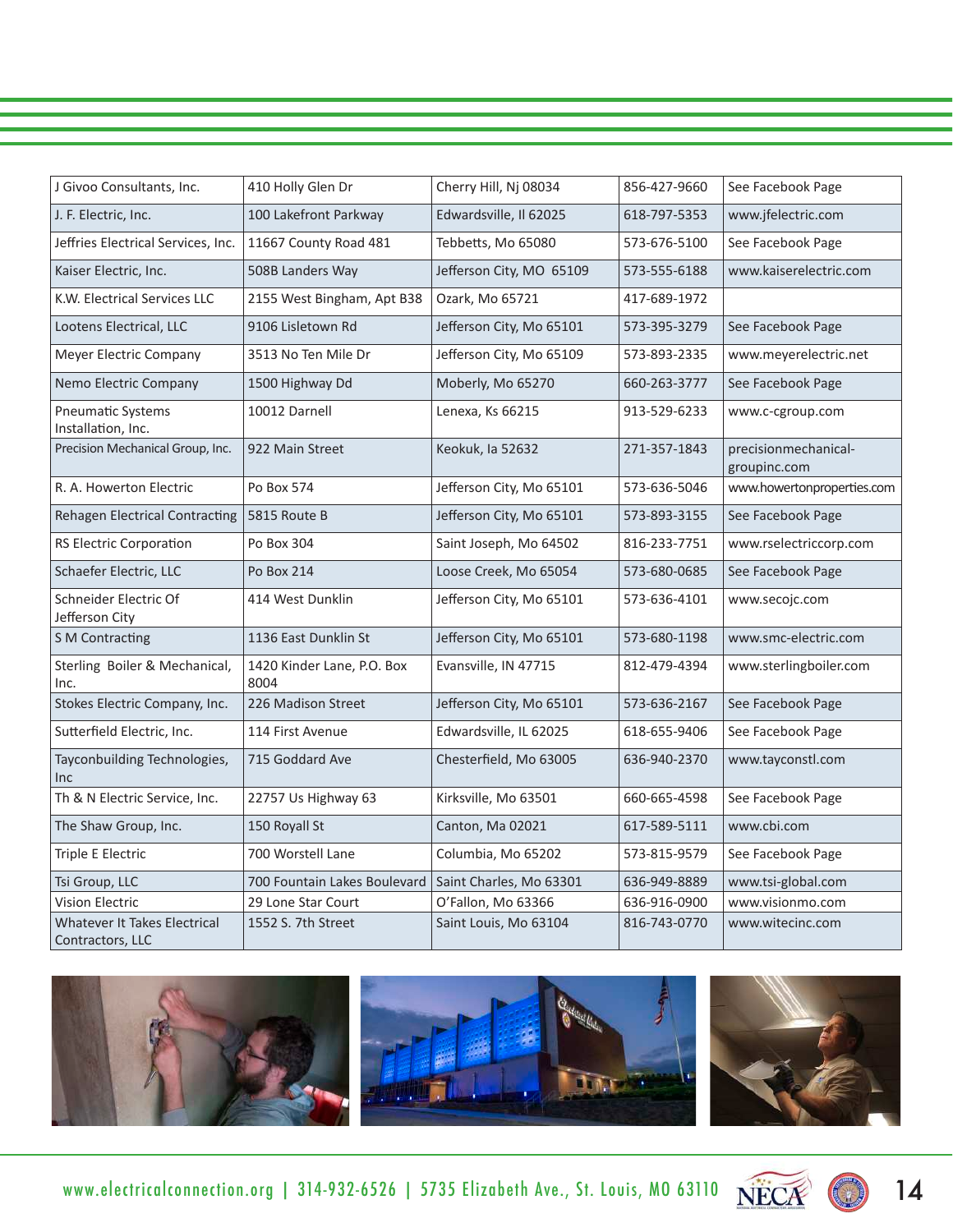| J Givoo Consultants, Inc. | 410 Holly Glen Dr | Cherry Hill, Nj 08034 | 856-427-9660 | See Facebook Page |
|---|---|---|---|---|
| J. F. Electric, Inc. | 100 Lakefront Parkway | Edwardsville, Il 62025 | 618-797-5353 | www.jfelectric.com |
| Jeffries Electrical Services, Inc. | 11667 County Road 481 | Tebbetts, Mo 65080 | 573-676-5100 | See Facebook Page |
| Kaiser Electric, Inc. | 508B Landers Way | Jefferson City, MO 65109 | 573-555-6188 | www.kaiserelectric.com |
| K.W. Electrical Services LLC | 2155 West Bingham, Apt B38 | Ozark, Mo 65721 | 417-689-1972 | |
| Lootens Electrical, LLC | 9106 Lisletown Rd | Jefferson City, Mo 65101 | 573-395-3279 | See Facebook Page |
| Meyer Electric Company | 3513 No Ten Mile Dr | Jefferson City, Mo 65109 | 573-893-2335 | www.meyerelectric.net |
| Nemo Electric Company | 1500 Highway Dd | Moberly, Mo 65270 | 660-263-3777 | See Facebook Page |
| Pneumatic Systems Installation, Inc. | 10012 Darnell | Lenexa, Ks 66215 | 913-529-6233 | www.c-cgroup.com |
| Precision Mechanical Group, Inc. | 922 Main Street | Keokuk, Ia 52632 | 271-357-1843 | precisionmechanical-groupinc.com |
| R. A. Howerton Electric | Po Box 574 | Jefferson City, Mo 65101 | 573-636-5046 | www.howertonproperties.com |
| Rehagen Electrical Contracting | 5815 Route B | Jefferson City, Mo 65101 | 573-893-3155 | See Facebook Page |
| RS Electric Corporation | Po Box 304 | Saint Joseph, Mo 64502 | 816-233-7751 | www.rselectriccorp.com |
| Schaefer Electric, LLC | Po Box 214 | Loose Creek, Mo 65054 | 573-680-0685 | See Facebook Page |
| Schneider Electric Of Jefferson City | 414 West Dunklin | Jefferson City, Mo 65101 | 573-636-4101 | www.secojc.com |
| S M Contracting | 1136 East Dunklin St | Jefferson City, Mo 65101 | 573-680-1198 | www.smc-electric.com |
| Sterling Boiler & Mechanical, Inc. | 1420 Kinder Lane, P.O. Box 8004 | Evansville, IN 47715 | 812-479-4394 | www.sterlingboiler.com |
| Stokes Electric Company, Inc. | 226 Madison Street | Jefferson City, Mo 65101 | 573-636-2167 | See Facebook Page |
| Sutterfield Electric, Inc. | 114 First Avenue | Edwardsville, IL 62025 | 618-655-9406 | See Facebook Page |
| Tayconbuilding Technologies, Inc | 715 Goddard Ave | Chesterfield, Mo 63005 | 636-940-2370 | www.tayconstl.com |
| Th & N Electric Service, Inc. | 22757 Us Highway 63 | Kirksville, Mo 63501 | 660-665-4598 | See Facebook Page |
| The Shaw Group, Inc. | 150 Royall St | Canton, Ma 02021 | 617-589-5111 | www.cbi.com |
| Triple E Electric | 700 Worstell Lane | Columbia, Mo 65202 | 573-815-9579 | See Facebook Page |
| Tsi Group, LLC | 700 Fountain Lakes Boulevard | Saint Charles, Mo 63301 | 636-949-8889 | www.tsi-global.com |
| Vision Electric | 29 Lone Star Court | O'Fallon, Mo 63366 | 636-916-0900 | www.visionmo.com |
| Whatever It Takes Electrical Contractors, LLC | 1552 S. 7th Street | Saint Louis, Mo 63104 | 816-743-0770 | www.witecinc.com |

www.electricalconnection.org | 314-932-6526 | 5735 Elizabeth Ave., St. Louis, MO 63110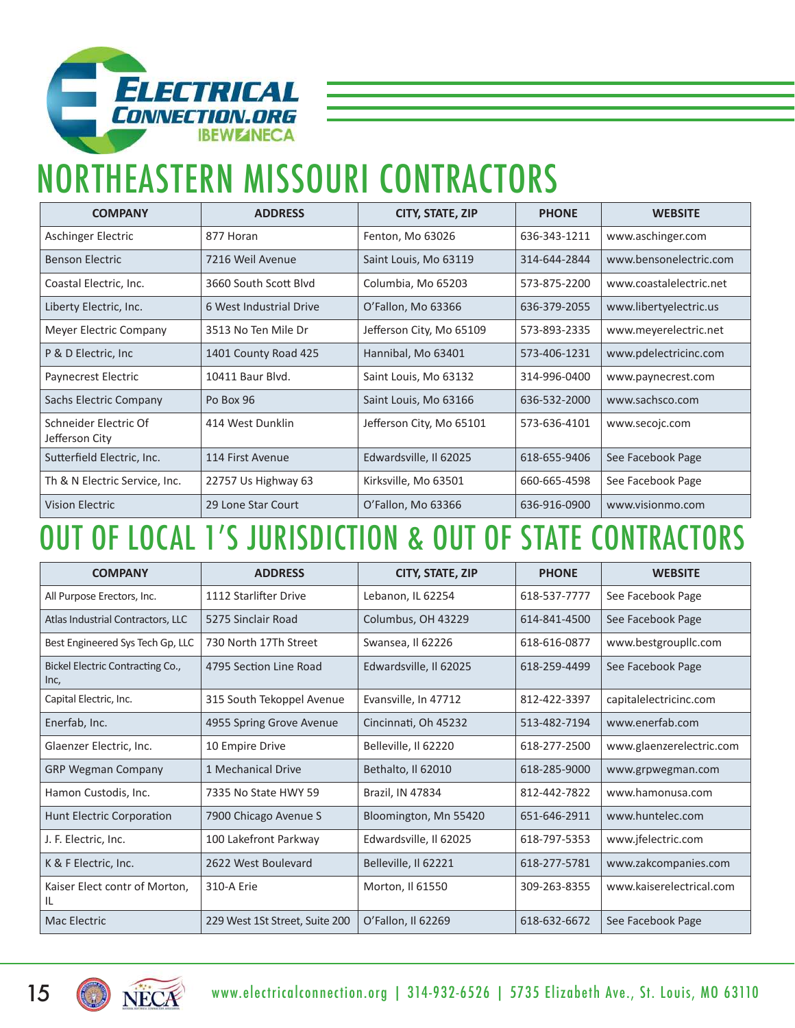# NORTHEASTERN MISSOURI CONTRACTORS

| COMPANY | ADDRESS | CITY, STATE, ZIP | PHONE | WEBSITE |
|---|---|---|---|---|
| Aschinger Electric | 877 Horan | Fenton, Mo 63026 | 636-343-1211 | www.aschinger.com |
| Benson Electric | 7216 Weil Avenue | Saint Louis, Mo 63119 | 314-644-2844 | www.bensonelectric.com |
| Coastal Electric, Inc. | 3660 South Scott Blvd | Columbia, Mo 65203 | 573-875-2200 | www.coastalelectric.net |
| Liberty Electric, Inc. | 6 West Industrial Drive | O'Fallon, Mo 63366 | 636-379-2055 | www.libertyelectric.us |
| Meyer Electric Company | 3513 No Ten Mile Dr | Jefferson City, Mo 65109 | 573-893-2335 | www.meyerelectric.net |
| P & D Electric, Inc | 1401 County Road 425 | Hannibal, Mo 63401 | 573-406-1231 | www.pdelectricinc.com |
| Paynecrest Electric | 10411 Baur Blvd. | Saint Louis, Mo 63132 | 314-996-0400 | www.paynecrest.com |
| Sachs Electric Company | Po Box 96 | Saint Louis, Mo 63166 | 636-532-2000 | www.sachsco.com |
| Schneider Electric Of Jefferson City | 414 West Dunklin | Jefferson City, Mo 65101 | 573-636-4101 | www.secojc.com |
| Sutterfield Electric, Inc. | 114 First Avenue | Edwardsville, Il 62025 | 618-655-9406 | See Facebook Page |
| Th & N Electric Service, Inc. | 22757 Us Highway 63 | Kirksville, Mo 63501 | 660-665-4598 | See Facebook Page |
| Vision Electric | 29 Lone Star Court | O'Fallon, Mo 63366 | 636-916-0900 | www.visionmo.com |

# OUT OF LOCAL 1'S JURISDICTION & OUT OF STATE CONTRACTORS

| COMPANY | ADDRESS | CITY, STATE, ZIP | PHONE | WEBSITE |
|---|---|---|---|---|
| All Purpose Erectors, Inc. | 1112 Starlifter Drive | Lebanon, IL 62254 | 618-537-7777 | See Facebook Page |
| Atlas Industrial Contractors, LLC | 5275 Sinclair Road | Columbus, OH 43229 | 614-841-4500 | See Facebook Page |
| Best Engineered Sys Tech Gp, LLC | 730 North 17Th Street | Swansea, Il 62226 | 618-616-0877 | www.bestgroupllc.com |
| Bickel Electric Contracting Co., Inc, | 4795 Section Line Road | Edwardsville, Il 62025 | 618-259-4499 | See Facebook Page |
| Capital Electric, Inc. | 315 South Tekoppel Avenue | Evansville, In 47712 | 812-422-3397 | capitalelectricinc.com |
| Enerfab, Inc. | 4955 Spring Grove Avenue | Cincinnati, Oh 45232 | 513-482-7194 | www.enerfab.com |
| Glaenzer Electric, Inc. | 10 Empire Drive | Belleville, Il 62220 | 618-277-2500 | www.glaenzerelectric.com |
| GRP Wegman Company | 1 Mechanical Drive | Bethalto, Il 62010 | 618-285-9000 | www.grpwegman.com |
| Hamon Custodis, Inc. | 7335 No State HWY 59 | Brazil, IN 47834 | 812-442-7822 | www.hamonusa.com |
| Hunt Electric Corporation | 7900 Chicago Avenue S | Bloomington, Mn 55420 | 651-646-2911 | www.huntelec.com |
| J. F. Electric, Inc. | 100 Lakefront Parkway | Edwardsville, Il 62025 | 618-797-5353 | www.jfelectric.com |
| K & F Electric, Inc. | 2622 West Boulevard | Belleville, Il 62221 | 618-277-5781 | www.zakcompanies.com |
| Kaiser Elect contr of Morton, IL | 310-A Erie | Morton, Il 61550 | 309-263-8355 | www.kaiserelectrical.com |
| Mac Electric | 229 West 1St Street, Suite 200 | O'Fallon, Il 62269 | 618-632-6672 | See Facebook Page |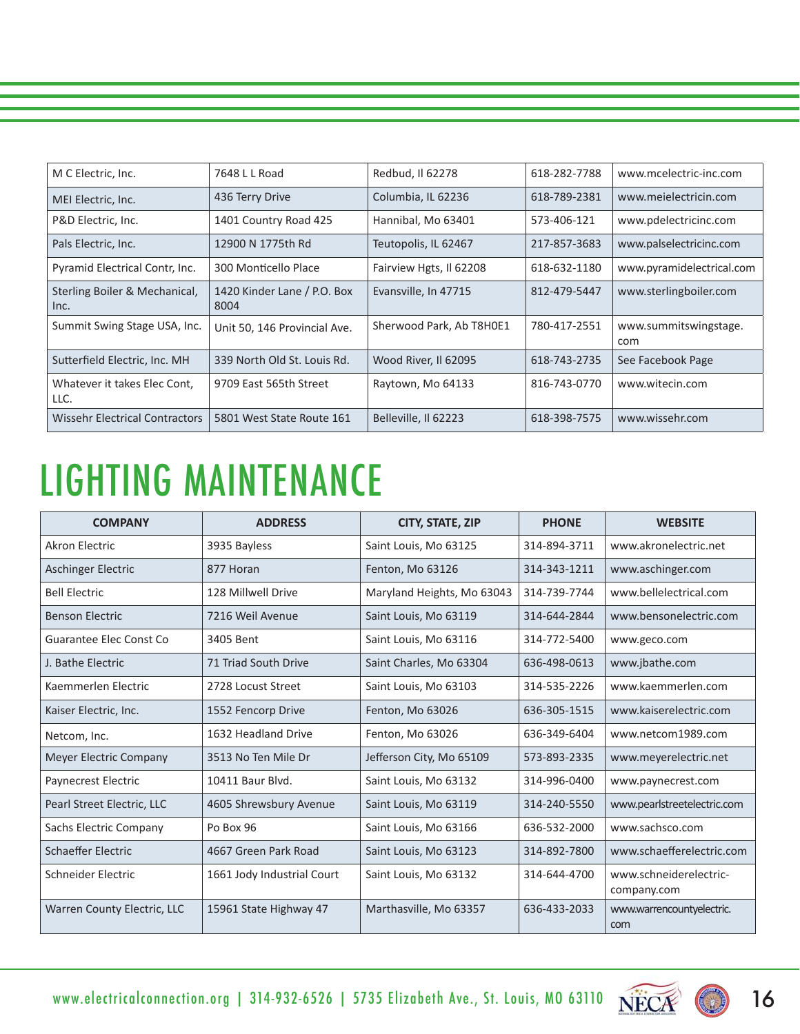| | | | | |
|---|---|---|---|---|
| M C Electric, Inc. | 7648 L L Road | Redbud, Il 62278 | 618-282-7788 | www.mcelectric-inc.com |
| MEI Electric, Inc. | 436 Terry Drive | Columbia, IL 62236 | 618-789-2381 | www.meielectricin.com |
| P&D Electric, Inc. | 1401 Country Road 425 | Hannibal, Mo 63401 | 573-406-121 | www.pdelectricinc.com |
| Pals Electric, Inc. | 12900 N 1775th Rd | Teutopolis, IL 62467 | 217-857-3683 | www.palselectricinc.com |
| Pyramid Electrical Contr, Inc. | 300 Monticello Place | Fairview Hgts, Il 62208 | 618-632-1180 | www.pyramidelectrical.com |
| Sterling Boiler & Mechanical, Inc. | 1420 Kinder Lane / P.O. Box 8004 | Evansville, In 47715 | 812-479-5447 | www.sterlingboiler.com |
| Summit Swing Stage USA, Inc. | Unit 50, 146 Provincial Ave. | Sherwood Park, Ab T8H0E1 | 780-417-2551 | www.summitswingstage.com |
| Sutterfield Electric, Inc. MH | 339 North Old St. Louis Rd. | Wood River, Il 62095 | 618-743-2735 | See Facebook Page |
| Whatever it takes Elec Cont, LLC. | 9709 East 565th Street | Raytown, Mo 64133 | 816-743-0770 | www.witecin.com |
| Wissehr Electrical Contractors | 5801 West State Route 161 | Belleville, Il 62223 | 618-398-7575 | www.wissehr.com |

# LIGHTING MAINTENANCE

| COMPANY | ADDRESS | CITY, STATE, ZIP | PHONE | WEBSITE |
|---|---|---|---|---|
| Akron Electric | 3935 Bayless | Saint Louis, Mo 63125 | 314-894-3711 | www.akronelectric.net |
| Aschinger Electric | 877 Horan | Fenton, Mo 63126 | 314-343-1211 | www.aschinger.com |
| Bell Electric | 128 Millwell Drive | Maryland Heights, Mo 63043 | 314-739-7744 | www.bellelectrical.com |
| Benson Electric | 7216 Weil Avenue | Saint Louis, Mo 63119 | 314-644-2844 | www.bensonelectric.com |
| Guarantee Elec Const Co | 3405 Bent | Saint Louis, Mo 63116 | 314-772-5400 | www.geco.com |
| J. Bathe Electric | 71 Triad South Drive | Saint Charles, Mo 63304 | 636-498-0613 | www.jbathe.com |
| Kaemmerlen Electric | 2728 Locust Street | Saint Louis, Mo 63103 | 314-535-2226 | www.kaemmerlen.com |
| Kaiser Electric, Inc. | 1552 Fencorp Drive | Fenton, Mo 63026 | 636-305-1515 | www.kaiserelectric.com |
| Netcom, Inc. | 1632 Headland Drive | Fenton, Mo 63026 | 636-349-6404 | www.netcom1989.com |
| Meyer Electric Company | 3513 No Ten Mile Dr | Jefferson City, Mo 65109 | 573-893-2335 | www.meyerelectric.net |
| Paynecrest Electric | 10411 Baur Blvd. | Saint Louis, Mo 63132 | 314-996-0400 | www.paynecrest.com |
| Pearl Street Electric, LLC | 4605 Shrewsbury Avenue | Saint Louis, Mo 63119 | 314-240-5550 | www.pearlstreetelectric.com |
| Sachs Electric Company | Po Box 96 | Saint Louis, Mo 63166 | 636-532-2000 | www.sachsco.com |
| Schaeffer Electric | 4667 Green Park Road | Saint Louis, Mo 63123 | 314-892-7800 | www.schaefferelectric.com |
| Schneider Electric | 1661 Jody Industrial Court | Saint Louis, Mo 63132 | 314-644-4700 | www.schneiderelectric-company.com |
| Warren County Electric, LLC | 15961 State Highway 47 | Marthasville, Mo 63357 | 636-433-2033 | www.warrencountyelectric.com |

www.electricalconnection.org | 314-932-6526 | 5735 Elizabeth Ave., St. Louis, MO 63110